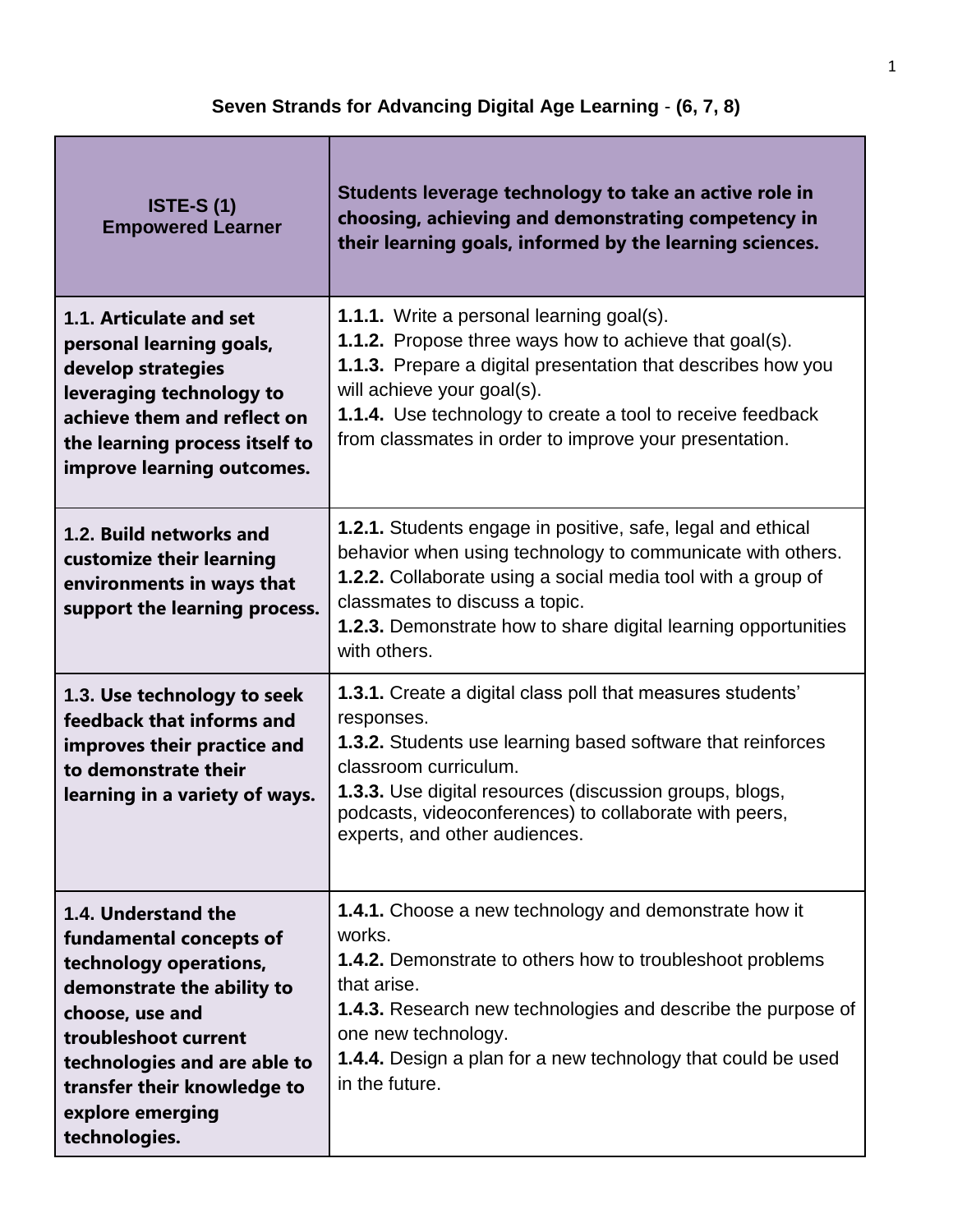**Seven Strands for Advancing Digital Age Learning** - **(6, 7, 8)**

| **ISTE-S (1) Empowered Learner** | **Students leverage technology to take an active role in choosing, achieving and demonstrating competency in their learning goals, informed by the learning sciences.** |
|---|---|
| **1.1. Articulate and set personal learning goals, develop strategies leveraging technology to achieve them and reflect on the learning process itself to improve learning outcomes.** | **1.1.1.** Write a personal learning goal(s).<br>**1.1.2.** Propose three ways how to achieve that goal(s).<br>**1.1.3.** Prepare a digital presentation that describes how you will achieve your goal(s).<br>**1.1.4.** Use technology to create a tool to receive feedback from classmates in order to improve your presentation. |
| **1.2. Build networks and customize their learning environments in ways that support the learning process.** | **1.2.1.** Students engage in positive, safe, legal and ethical behavior when using technology to communicate with others.<br>**1.2.2.** Collaborate using a social media tool with a group of classmates to discuss a topic.<br>**1.2.3.** Demonstrate how to share digital learning opportunities with others. |
| **1.3. Use technology to seek feedback that informs and improves their practice and to demonstrate their learning in a variety of ways.** | **1.3.1.** Create a digital class poll that measures students' responses.<br>**1.3.2.** Students use learning based software that reinforces classroom curriculum.<br>**1.3.3.** Use digital resources (discussion groups, blogs, podcasts, videoconferences) to collaborate with peers, experts, and other audiences. |
| **1.4. Understand the fundamental concepts of technology operations, demonstrate the ability to choose, use and troubleshoot current technologies and are able to transfer their knowledge to explore emerging technologies.** | **1.4.1.** Choose a new technology and demonstrate how it works.<br>**1.4.2.** Demonstrate to others how to troubleshoot problems that arise.<br>**1.4.3.** Research new technologies and describe the purpose of one new technology.<br>**1.4.4.** Design a plan for a new technology that could be used in the future. |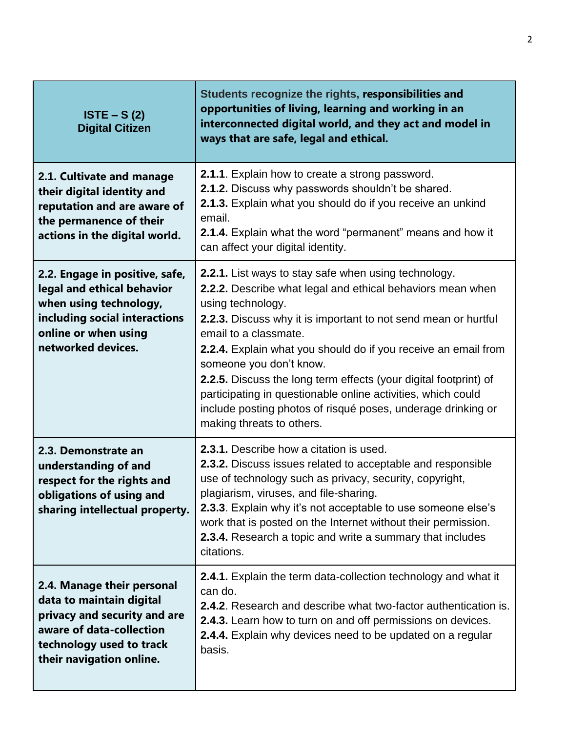| **ISTE – S (2) Digital Citizen** | Students recognize the rights, **responsibilities and opportunities of living, learning and working in an interconnected digital world, and they act and model in ways that are safe, legal and ethical.** |
|---|---|
| **2.1. Cultivate and manage their digital identity and reputation and are aware of the permanence of their actions in the digital world.** | **2.1.1**. Explain how to create a strong password.<br>**2.1.2.** Discuss why passwords shouldn't be shared.<br>**2.1.3.** Explain what you should do if you receive an unkind email.<br>**2.1.4.** Explain what the word "permanent" means and how it can affect your digital identity. |
| **2.2. Engage in positive, safe, legal and ethical behavior when using technology, including social interactions online or when using networked devices.** | **2.2.1.** List ways to stay safe when using technology.<br>**2.2.2.** Describe what legal and ethical behaviors mean when using technology.<br>**2.2.3.** Discuss why it is important to not send mean or hurtful email to a classmate.<br>**2.2.4.** Explain what you should do if you receive an email from someone you don't know.<br>**2.2.5.** Discuss the long term effects (your digital footprint) of participating in questionable online activities, which could include posting photos of risqué poses, underage drinking or making threats to others. |
| **2.3. Demonstrate an understanding of and respect for the rights and obligations of using and sharing intellectual property.** | **2.3.1.** Describe how a citation is used.<br>**2.3.2.** Discuss issues related to acceptable and responsible use of technology such as privacy, security, copyright, plagiarism, viruses, and file-sharing.<br>**2.3.3**. Explain why it's not acceptable to use someone else's work that is posted on the Internet without their permission.<br>**2.3.4.** Research a topic and write a summary that includes citations. |
| **2.4. Manage their personal data to maintain digital privacy and security and are aware of data-collection technology used to track their navigation online.** | **2.4.1.** Explain the term data-collection technology and what it can do.<br>**2.4.2**. Research and describe what two-factor authentication is.<br>**2.4.3.** Learn how to turn on and off permissions on devices.<br>**2.4.4.** Explain why devices need to be updated on a regular basis. |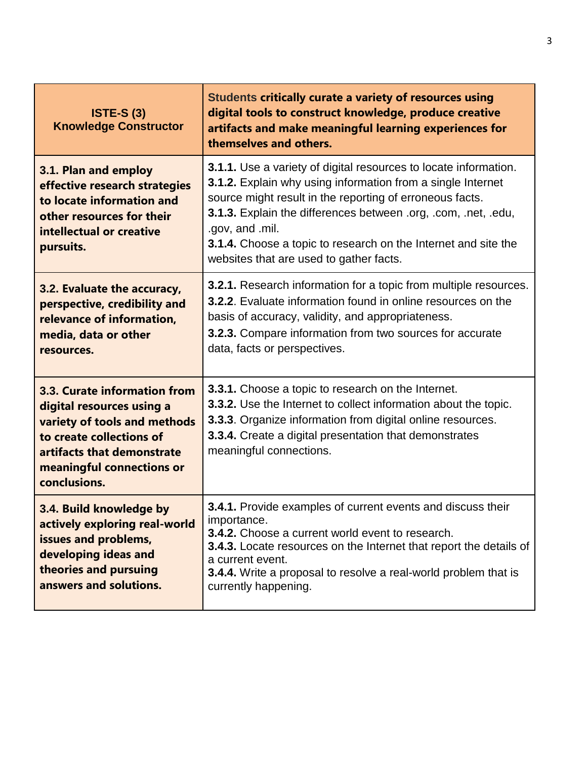| **ISTE-S (3) Knowledge Constructor** | Students **critically curate a variety of resources using digital tools to construct knowledge, produce creative artifacts and make meaningful learning experiences for themselves and others.** |
|---|---|
| **3.1. Plan and employ effective research strategies to locate information and other resources for their intellectual or creative pursuits.** | **3.1.1.** Use a variety of digital resources to locate information.<br>**3.1.2.** Explain why using information from a single Internet source might result in the reporting of erroneous facts.<br>**3.1.3.** Explain the differences between .org, .com, .net, .edu, .gov, and .mil.<br>**3.1.4.** Choose a topic to research on the Internet and site the websites that are used to gather facts. |
| **3.2. Evaluate the accuracy, perspective, credibility and relevance of information, media, data or other resources.** | **3.2.1.** Research information for a topic from multiple resources.<br>**3.2.2**. Evaluate information found in online resources on the basis of accuracy, validity, and appropriateness.<br>**3.2.3.** Compare information from two sources for accurate data, facts or perspectives. |
| **3.3. Curate information from digital resources using a variety of tools and methods to create collections of artifacts that demonstrate meaningful connections or conclusions.** | **3.3.1.** Choose a topic to research on the Internet.<br>**3.3.2.** Use the Internet to collect information about the topic.<br>**3.3.3**. Organize information from digital online resources.<br>**3.3.4.** Create a digital presentation that demonstrates meaningful connections. |
| **3.4. Build knowledge by actively exploring real-world issues and problems, developing ideas and theories and pursuing answers and solutions.** | **3.4.1.** Provide examples of current events and discuss their importance.<br>**3.4.2.** Choose a current world event to research.<br>**3.4.3.** Locate resources on the Internet that report the details of a current event.<br>**3.4.4.** Write a proposal to resolve a real-world problem that is currently happening. |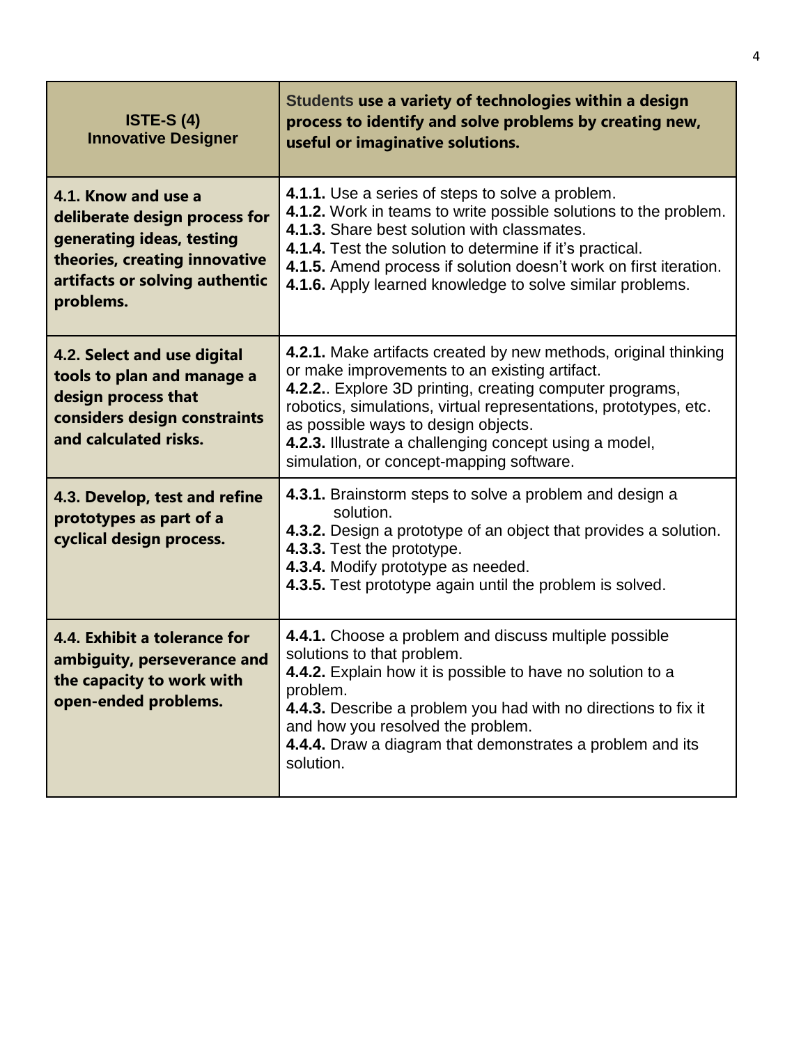| ISTE-S (4) Innovative Designer | Students use a variety of technologies within a design process to identify and solve problems by creating new, useful or imaginative solutions. |
| --- | --- |
| **4.1. Know and use a deliberate design process for generating ideas, testing theories, creating innovative artifacts or solving authentic problems.** | **4.1.1.** Use a series of steps to solve a problem.<br>**4.1.2.** Work in teams to write possible solutions to the problem.<br>**4.1.3.** Share best solution with classmates.<br>**4.1.4.** Test the solution to determine if it's practical.<br>**4.1.5.** Amend process if solution doesn't work on first iteration.<br>**4.1.6.** Apply learned knowledge to solve similar problems. |
| **4.2. Select and use digital tools to plan and manage a design process that considers design constraints and calculated risks.** | **4.2.1.** Make artifacts created by new methods, original thinking or make improvements to an existing artifact.<br>**4.2.2.**. Explore 3D printing, creating computer programs, robotics, simulations, virtual representations, prototypes, etc. as possible ways to design objects.<br>**4.2.3.** Illustrate a challenging concept using a model, simulation, or concept-mapping software. |
| **4.3. Develop, test and refine prototypes as part of a cyclical design process.** | **4.3.1.** Brainstorm steps to solve a problem and design a solution.<br>**4.3.2.** Design a prototype of an object that provides a solution.<br>**4.3.3.** Test the prototype.<br>**4.3.4.** Modify prototype as needed.<br>**4.3.5.** Test prototype again until the problem is solved. |
| **4.4. Exhibit a tolerance for ambiguity, perseverance and the capacity to work with open-ended problems.** | **4.4.1.** Choose a problem and discuss multiple possible solutions to that problem.<br>**4.4.2.** Explain how it is possible to have no solution to a problem.<br>**4.4.3.** Describe a problem you had with no directions to fix it and how you resolved the problem.<br>**4.4.4.** Draw a diagram that demonstrates a problem and its solution. |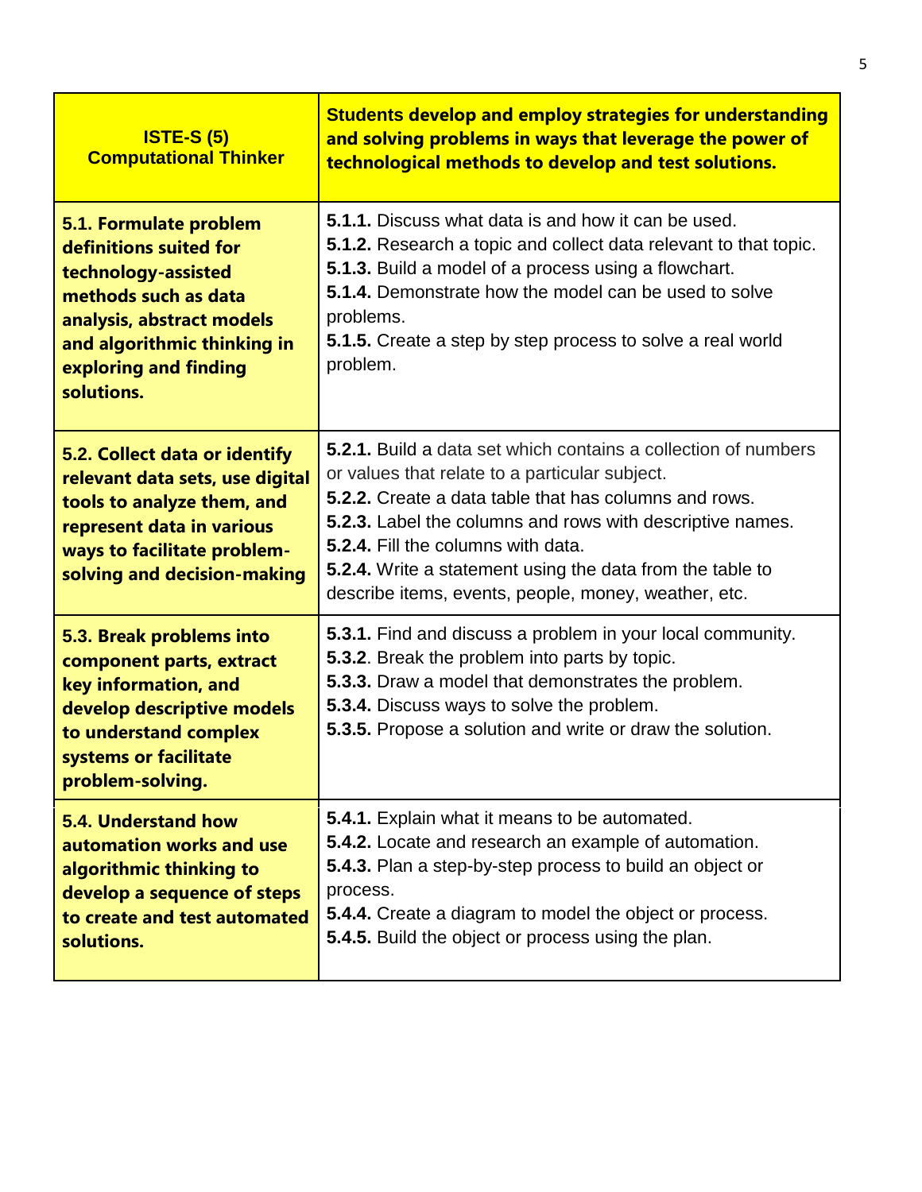| **ISTE-S (5) Computational Thinker** | **Students develop and employ strategies for understanding and solving problems in ways that leverage the power of technological methods to develop and test solutions.** |
| --- | --- |
| **5.1. Formulate problem definitions suited for technology-assisted methods such as data analysis, abstract models and algorithmic thinking in exploring and finding solutions.** | **5.1.1.** Discuss what data is and how it can be used.<br>**5.1.2.** Research a topic and collect data relevant to that topic.<br>**5.1.3.** Build a model of a process using a flowchart.<br>**5.1.4.** Demonstrate how the model can be used to solve problems.<br>**5.1.5.** Create a step by step process to solve a real world problem. |
| **5.2. Collect data or identify relevant data sets, use digital tools to analyze them, and represent data in various ways to facilitate problem-solving and decision-making** | **5.2.1.** Build a data set which contains a collection of numbers or values that relate to a particular subject.<br>**5.2.2.** Create a data table that has columns and rows.<br>**5.2.3.** Label the columns and rows with descriptive names.<br>**5.2.4.** Fill the columns with data.<br>**5.2.4.** Write a statement using the data from the table to describe items, events, people, money, weather, etc. |
| **5.3. Break problems into component parts, extract key information, and develop descriptive models to understand complex systems or facilitate problem-solving.** | **5.3.1.** Find and discuss a problem in your local community.<br>**5.3.2**. Break the problem into parts by topic.<br>**5.3.3.** Draw a model that demonstrates the problem.<br>**5.3.4.** Discuss ways to solve the problem.<br>**5.3.5.** Propose a solution and write or draw the solution. |
| **5.4. Understand how automation works and use algorithmic thinking to develop a sequence of steps to create and test automated solutions.** | **5.4.1.** Explain what it means to be automated.<br>**5.4.2.** Locate and research an example of automation.<br>**5.4.3.** Plan a step-by-step process to build an object or process.<br>**5.4.4.** Create a diagram to model the object or process.<br>**5.4.5.** Build the object or process using the plan. |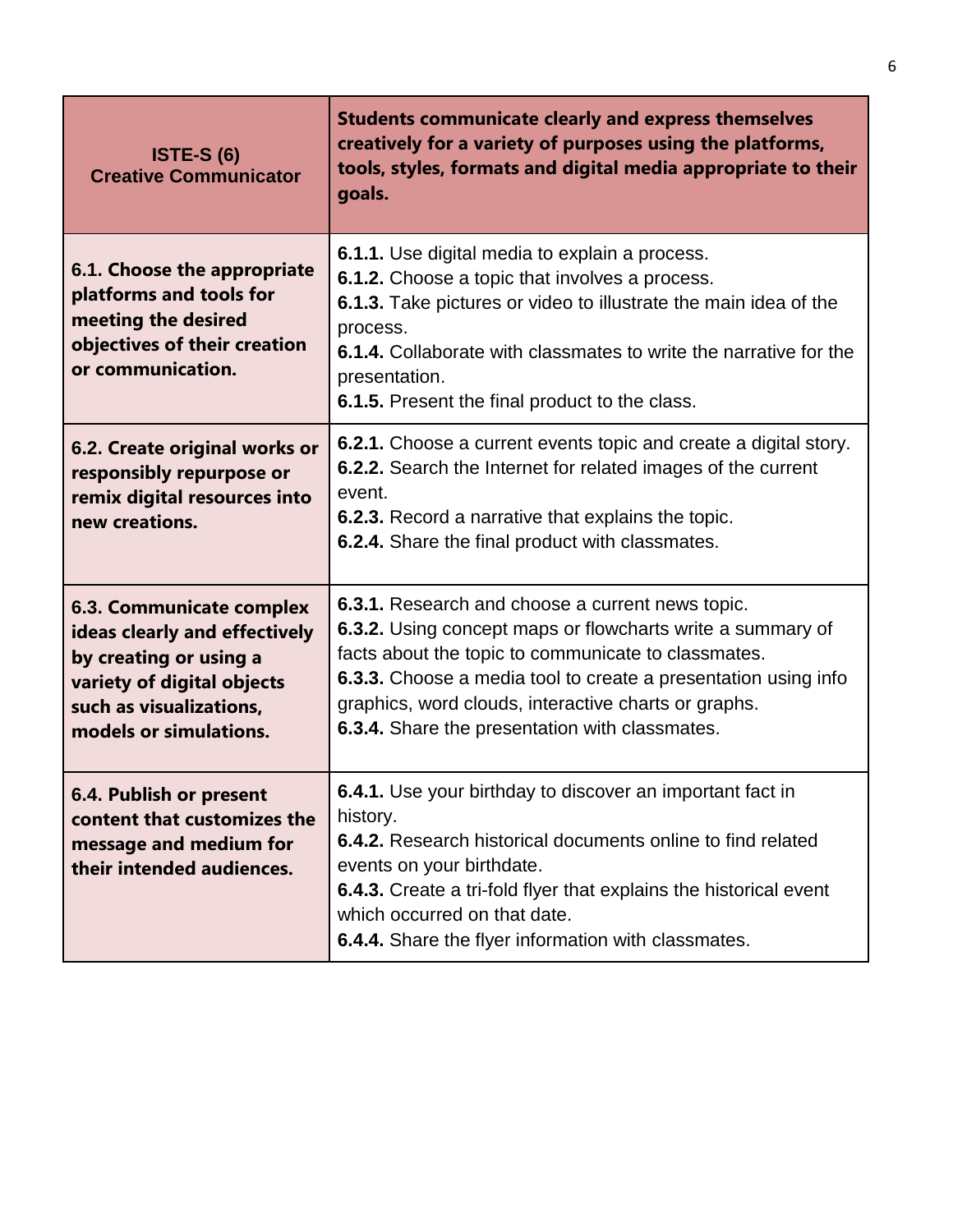| ISTE-S (6) Creative Communicator | Students communicate clearly and express themselves creatively for a variety of purposes using the platforms, tools, styles, formats and digital media appropriate to their goals. |
|---|---|
| **6.1. Choose the appropriate platforms and tools for meeting the desired objectives of their creation or communication.** | **6.1.1.** Use digital media to explain a process.<br>**6.1.2.** Choose a topic that involves a process.<br>**6.1.3.** Take pictures or video to illustrate the main idea of the process.<br>**6.1.4.** Collaborate with classmates to write the narrative for the presentation.<br>**6.1.5.** Present the final product to the class. |
| **6.2. Create original works or responsibly repurpose or remix digital resources into new creations.** | **6.2.1.** Choose a current events topic and create a digital story.<br>**6.2.2.** Search the Internet for related images of the current event.<br>**6.2.3.** Record a narrative that explains the topic.<br>**6.2.4.** Share the final product with classmates. |
| **6.3. Communicate complex ideas clearly and effectively by creating or using a variety of digital objects such as visualizations, models or simulations.** | **6.3.1.** Research and choose a current news topic.<br>**6.3.2.** Using concept maps or flowcharts write a summary of facts about the topic to communicate to classmates.<br>**6.3.3.** Choose a media tool to create a presentation using info graphics, word clouds, interactive charts or graphs.<br>**6.3.4.** Share the presentation with classmates. |
| **6.4. Publish or present content that customizes the message and medium for their intended audiences.** | **6.4.1.** Use your birthday to discover an important fact in history.<br>**6.4.2.** Research historical documents online to find related events on your birthdate.<br>**6.4.3.** Create a tri-fold flyer that explains the historical event which occurred on that date.<br>**6.4.4.** Share the flyer information with classmates. |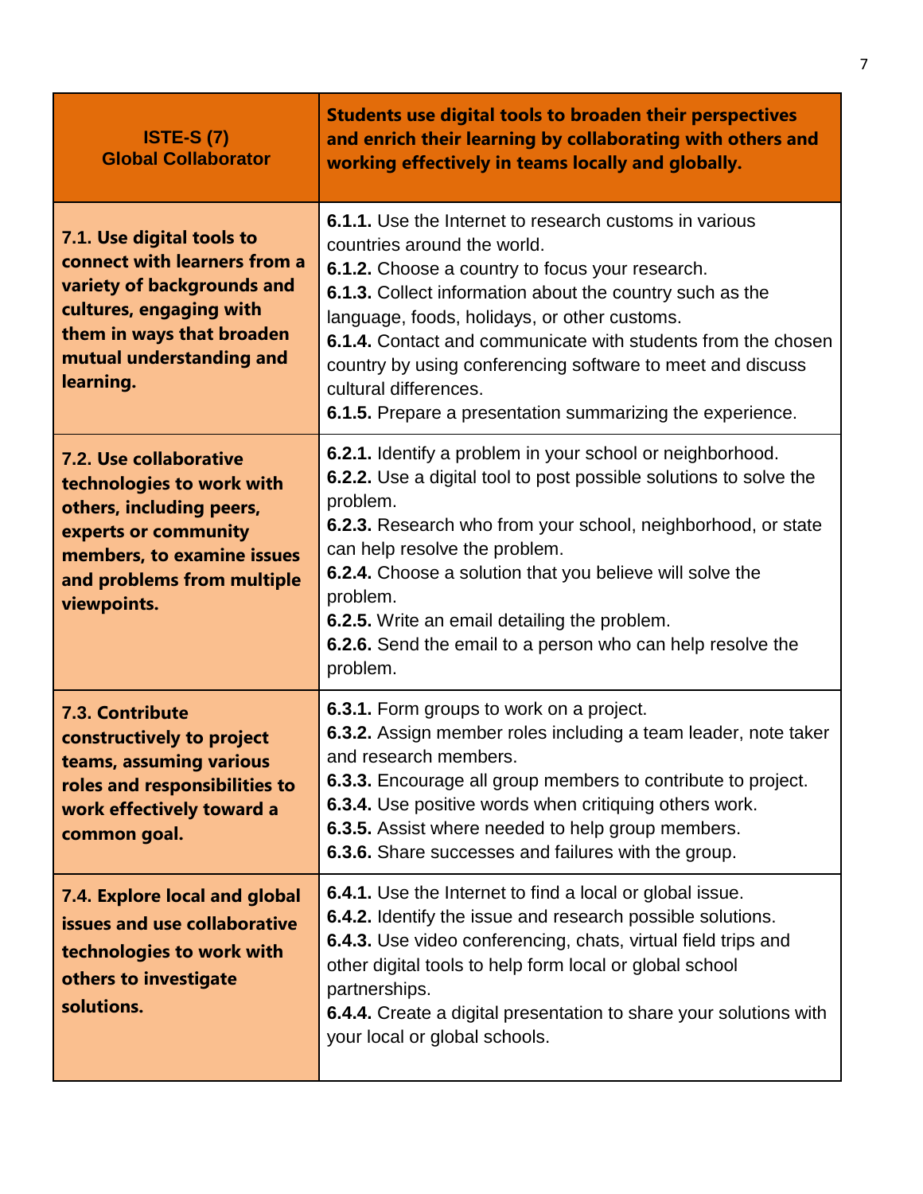| **ISTE-S (7)<br>Global Collaborator** | **Students use digital tools to broaden their perspectives and enrich their learning by collaborating with others and working effectively in teams locally and globally.** |
|---|---|
| **7.1. Use digital tools to connect with learners from a variety of backgrounds and cultures, engaging with them in ways that broaden mutual understanding and learning.** | **6.1.1.** Use the Internet to research customs in various countries around the world.<br>**6.1.2.** Choose a country to focus your research.<br>**6.1.3.** Collect information about the country such as the language, foods, holidays, or other customs.<br>**6.1.4.** Contact and communicate with students from the chosen country by using conferencing software to meet and discuss cultural differences.<br>**6.1.5.** Prepare a presentation summarizing the experience. |
| **7.2. Use collaborative technologies to work with others, including peers, experts or community members, to examine issues and problems from multiple viewpoints.** | **6.2.1.** Identify a problem in your school or neighborhood.<br>**6.2.2.** Use a digital tool to post possible solutions to solve the problem.<br>**6.2.3.** Research who from your school, neighborhood, or state can help resolve the problem.<br>**6.2.4.** Choose a solution that you believe will solve the problem.<br>**6.2.5.** Write an email detailing the problem.<br>**6.2.6.** Send the email to a person who can help resolve the problem. |
| **7.3. Contribute constructively to project teams, assuming various roles and responsibilities to work effectively toward a common goal.** | **6.3.1.** Form groups to work on a project.<br>**6.3.2.** Assign member roles including a team leader, note taker and research members.<br>**6.3.3.** Encourage all group members to contribute to project.<br>**6.3.4.** Use positive words when critiquing others work.<br>**6.3.5.** Assist where needed to help group members.<br>**6.3.6.** Share successes and failures with the group. |
| **7.4. Explore local and global issues and use collaborative technologies to work with others to investigate solutions.** | **6.4.1.** Use the Internet to find a local or global issue.<br>**6.4.2.** Identify the issue and research possible solutions.<br>**6.4.3.** Use video conferencing, chats, virtual field trips and other digital tools to help form local or global school partnerships.<br>**6.4.4.** Create a digital presentation to share your solutions with your local or global schools. |